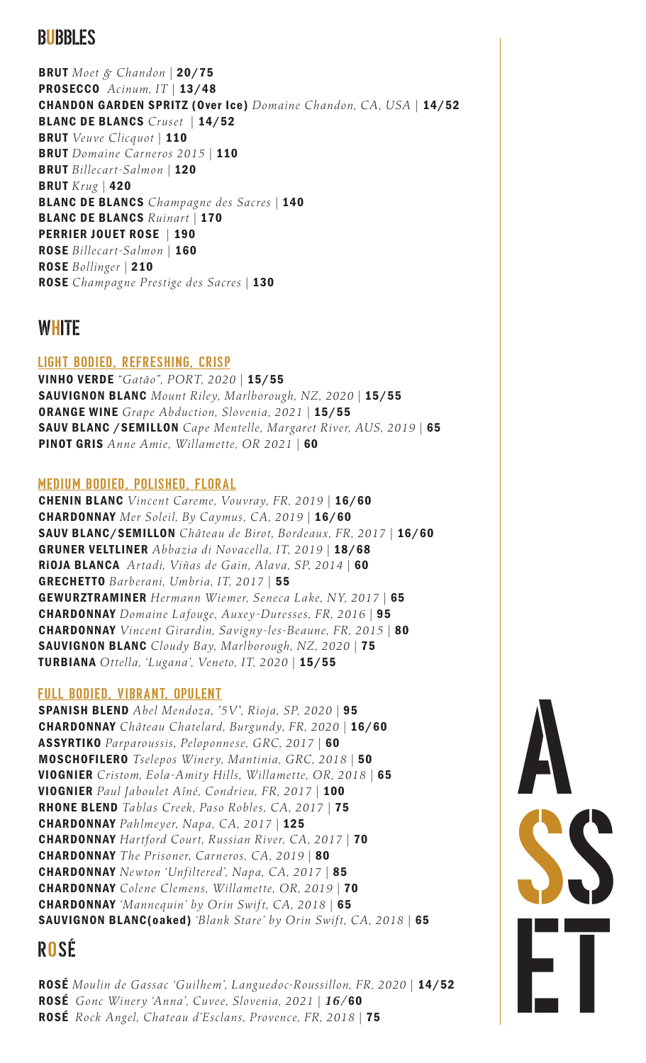## BUBBLES

**BRUT** *Moet & Chandon* | **20/75**
**PROSECCO** *Acinum, IT* | **13/48**
**CHANDON GARDEN SPRITZ (Over Ice)** *Domaine Chandon, CA, USA* | **14/52**
**BLANC DE BLANCS** *Cruset* | **14/52**
**BRUT** *Veuve Clicquot* | **110**
**BRUT** *Domaine Carneros 2015* | **110**
**BRUT** *Billecart-Salmon* | **120**
**BRUT** *Krug* | **420**
**BLANC DE BLANCS** *Champagne des Sacres* | **140**
**BLANC DE BLANCS** *Ruinart* | **170**
**PERRIER JOUET ROSE** | **190**
**ROSE** *Billecart-Salmon* | **160**
**ROSE** *Bollinger* | **210**
**ROSE** *Champagne Prestige des Sacres* | **130**

## WHITE

### LIGHT BODIED, REFRESHING, CRISP

**VINHO VERDE** *"Gatão", PORT, 2020* | **15/55**
**SAUVIGNON BLANC** *Mount Riley, Marlborough, NZ, 2020* | **15/55**
**ORANGE WINE** *Grape Abduction, Slovenia, 2021* | **15/55**
**SAUV BLANC /SEMILLON** *Cape Mentelle, Margaret River, AUS, 2019* | **65**
**PINOT GRIS** *Anne Amie, Willamette, OR 2021* | **60**

### MEDIUM BODIED, POLISHED, FLORAL

**CHENIN BLANC** *Vincent Careme, Vouvray, FR, 2019* | **16/60**
**CHARDONNAY** *Mer Soleil, By Caymus, CA, 2019* | **16/60**
**SAUV BLANC/SEMILLON** *Château de Birot, Bordeaux, FR, 2017* | **16/60**
**GRUNER VELTLINER** *Abbazia di Novacella, IT, 2019* | **18/68**
**RIOJA BLANCA** *Artadi, Viñas de Gain, Alava, SP, 2014* | **60**
**GRECHETTO** *Barberani, Umbria, IT, 2017* | **55**
**GEWURZTRAMINER** *Hermann Wiemer, Seneca Lake, NY, 2017* | **65**
**CHARDONNAY** *Domaine Lafouge, Auxey-Duresses, FR, 2016* | **95**
**CHARDONNAY** *Vincent Girardin, Savigny-les-Beaune, FR, 2015* | **80**
**SAUVIGNON BLANC** *Cloudy Bay, Marlborough, NZ, 2020* | **75**
**TURBIANA** *Ottella, 'Lugana', Veneto, IT, 2020* | **15/55**

### FULL BODIED, VIBRANT, OPULENT

**SPANISH BLEND** *Abel Mendoza, '5V', Rioja, SP, 2020* | **95**
**CHARDONNAY** *Château Chatelard, Burgundy, FR, 2020* | **16/60**
**ASSYRTIKO** *Parparoussis, Peloponnese, GRC, 2017* | **60**
**MOSCHOFILERO** *Tselepos Winery, Mantinia, GRC, 2018* | **50**
**VIOGNIER** *Cristom, Eola-Amity Hills, Willamette, OR, 2018* | **65**
**VIOGNIER** *Paul Jaboulet Aîné, Condrieu, FR, 2017* | **100**
**RHONE BLEND** *Tablas Creek, Paso Robles, CA, 2017* | **75**
**CHARDONNAY** *Pahlmeyer, Napa, CA, 2017* | **125**
**CHARDONNAY** *Hartford Court, Russian River, CA, 2017* | **70**
**CHARDONNAY** *The Prisoner, Carneros, CA, 2019* | **80**
**CHARDONNAY** *Newton 'Unfiltered', Napa, CA, 2017* | **85**
**CHARDONNAY** *Colene Clemens, Willamette, OR, 2019* | **70**
**CHARDONNAY** *'Mannequin' by Orin Swift, CA, 2018* | **65**
**SAUVIGNON BLANC(oaked)** *'Blank Stare' by Orin Swift, CA, 2018* | **65**

## ROSÉ

**ROSÉ** *Moulin de Gassac 'Guilhem', Languedoc-Roussillon, FR, 2020* | **14/52**
**ROSÉ** *Gonc Winery 'Anna', Cuvee, Slovenia, 2021* | ***16/*60**
**ROSÉ** *Rock Angel, Chateau d'Esclans, Provence, FR, 2018* | **75**

ASSET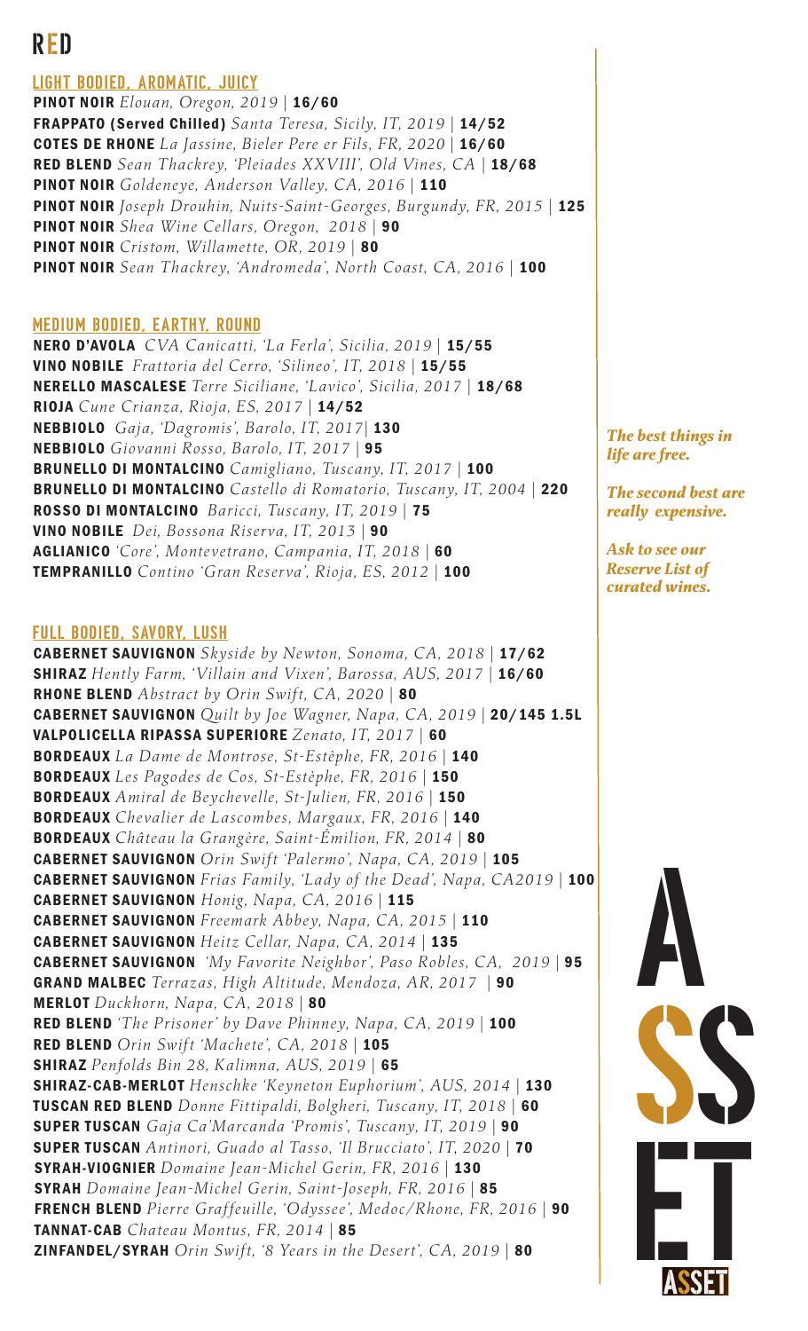# RED

## LIGHT BODIED, AROMATIC, JUICY

**PINOT NOIR** *Elouan, Oregon, 2019* | **16/60**
**FRAPPATO (Served Chilled)** *Santa Teresa, Sicily, IT, 2019* | **14/52**
**COTES DE RHONE** *La Jassine, Bieler Pere er Fils, FR, 2020* | **16/60**
**RED BLEND** *Sean Thackrey, 'Pleiades XXVIII', Old Vines, CA* | **18/68**
**PINOT NOIR** *Goldeneye, Anderson Valley, CA, 2016* | **110**
**PINOT NOIR** *Joseph Drouhin, Nuits-Saint-Georges, Burgundy, FR, 2015* | **125**
**PINOT NOIR** *Shea Wine Cellars, Oregon, 2018* | **90**
**PINOT NOIR** *Cristom, Willamette, OR, 2019* | **80**
**PINOT NOIR** *Sean Thackrey, 'Andromeda', North Coast, CA, 2016* | **100**

## MEDIUM BODIED, EARTHY, ROUND

**NERO D'AVOLA** *CVA Canicatti, 'La Ferla', Sicilia, 2019* | **15/55**
**VINO NOBILE** *Frattoria del Cerro, 'Silineo', IT, 2018* | **15/55**
**NERELLO MASCALESE** *Terre Siciliane, 'Lavico', Sicilia, 2017* | **18/68**
**RIOJA** *Cune Crianza, Rioja, ES, 2017* | **14/52**
**NEBBIOLO** *Gaja, 'Dagromis', Barolo, IT, 2017* | **130**
**NEBBIOLO** *Giovanni Rosso, Barolo, IT, 2017* | **95**
**BRUNELLO DI MONTALCINO** *Camigliano, Tuscany, IT, 2017* | **100**
**BRUNELLO DI MONTALCINO** *Castello di Romatorio, Tuscany, IT, 2004* | **220**
**ROSSO DI MONTALCINO** *Baricci, Tuscany, IT, 2019* | **75**
**VINO NOBILE** *Dei, Bossona Riserva, IT, 2013* | **90**
**AGLIANICO** *'Core', Montevetrano, Campania, IT, 2018* | **60**
**TEMPRANILLO** *Contino 'Gran Reserva', Rioja, ES, 2012* | **100**

## FULL BODIED, SAVORY, LUSH

**CABERNET SAUVIGNON** *Skyside by Newton, Sonoma, CA, 2018* | **17/62**
**SHIRAZ** *Hently Farm, 'Villain and Vixen', Barossa, AUS, 2017* | **16/60**
**RHONE BLEND** *Abstract by Orin Swift, CA, 2020* | **80**
**CABERNET SAUVIGNON** *Quilt by Joe Wagner, Napa, CA, 2019* | **20/145 1.5L**
**VALPOLICELLA RIPASSA SUPERIORE** *Zenato, IT, 2017* | **60**
**BORDEAUX** *La Dame de Montrose, St-Estèphe, FR, 2016* | **140**
**BORDEAUX** *Les Pagodes de Cos, St-Estèphe, FR, 2016* | **150**
**BORDEAUX** *Amiral de Beychevelle, St-Julien, FR, 2016* | **150**
**BORDEAUX** *Chevalier de Lascombes, Margaux, FR, 2016* | **140**
**BORDEAUX** *Château la Grangère, Saint-Émilion, FR, 2014* | **80**
**CABERNET SAUVIGNON** *Orin Swift 'Palermo', Napa, CA, 2019* | **105**
**CABERNET SAUVIGNON** *Frias Family, 'Lady of the Dead', Napa, CA2019* | **100**
**CABERNET SAUVIGNON** *Honig, Napa, CA, 2016* | **115**
**CABERNET SAUVIGNON** *Freemark Abbey, Napa, CA, 2015* | **110**
**CABERNET SAUVIGNON** *Heitz Cellar, Napa, CA, 2014* | **135**
**CABERNET SAUVIGNON** *'My Favorite Neighbor', Paso Robles, CA, 2019* | **95**
**GRAND MALBEC** *Terrazas, High Altitude, Mendoza, AR, 2017* | **90**
**MERLOT** *Duckhorn, Napa, CA, 2018* | **80**
**RED BLEND** *'The Prisoner' by Dave Phinney, Napa, CA, 2019* | **100**
**RED BLEND** *Orin Swift 'Machete', CA, 2018* | **105**
**SHIRAZ** *Penfolds Bin 28, Kalimna, AUS, 2019* | **65**
**SHIRAZ-CAB-MERLOT** *Henschke 'Keyneton Euphorium', AUS, 2014* | **130**
**TUSCAN RED BLEND** *Donne Fittipaldi, Bolgheri, Tuscany, IT, 2018* | **60**
**SUPER TUSCAN** *Gaja Ca'Marcanda 'Promis', Tuscany, IT, 2019* | **90**
**SUPER TUSCAN** *Antinori, Guado al Tasso, 'Il Brucciato', IT, 2020* | **70**
**SYRAH-VIOGNIER** *Domaine Jean-Michel Gerin, FR, 2016* | **130**
**SYRAH** *Domaine Jean-Michel Gerin, Saint-Joseph, FR, 2016* | **85**
**FRENCH BLEND** *Pierre Graffeuille, 'Odyssee', Medoc/Rhone, FR, 2016* | **90**
**TANNAT-CAB** *Chateau Montus, FR, 2014* | **85**
**ZINFANDEL/SYRAH** *Orin Swift, '8 Years in the Desert', CA, 2019* | **80**

***The best things in life are free.***

***The second best are really expensive.***

***Ask to see our Reserve List of curated wines.***

ASSET